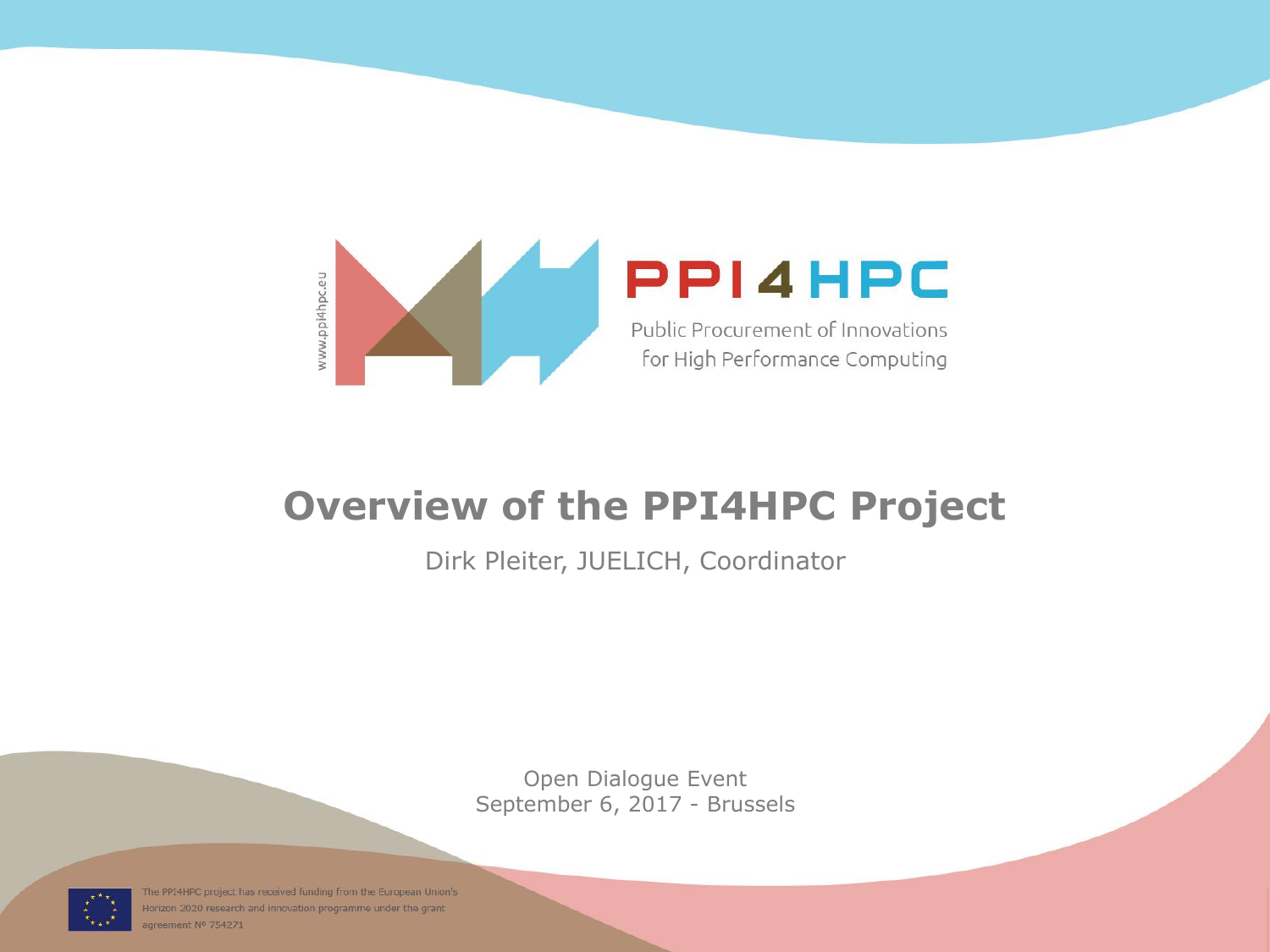www.ppi4hpc.eu

PPI4HPC

Public Procurement of Innovations for High Performance Computing

# Overview of the PPI4HPC Project

Dirk Pleiter, JUELICH, Coordinator

Open Dialogue Event
September 6, 2017 - Brussels

The PPI4HPC project has received funding from the European Union's Horizon 2020 research and innovation programme under the grant agreement Nº 754271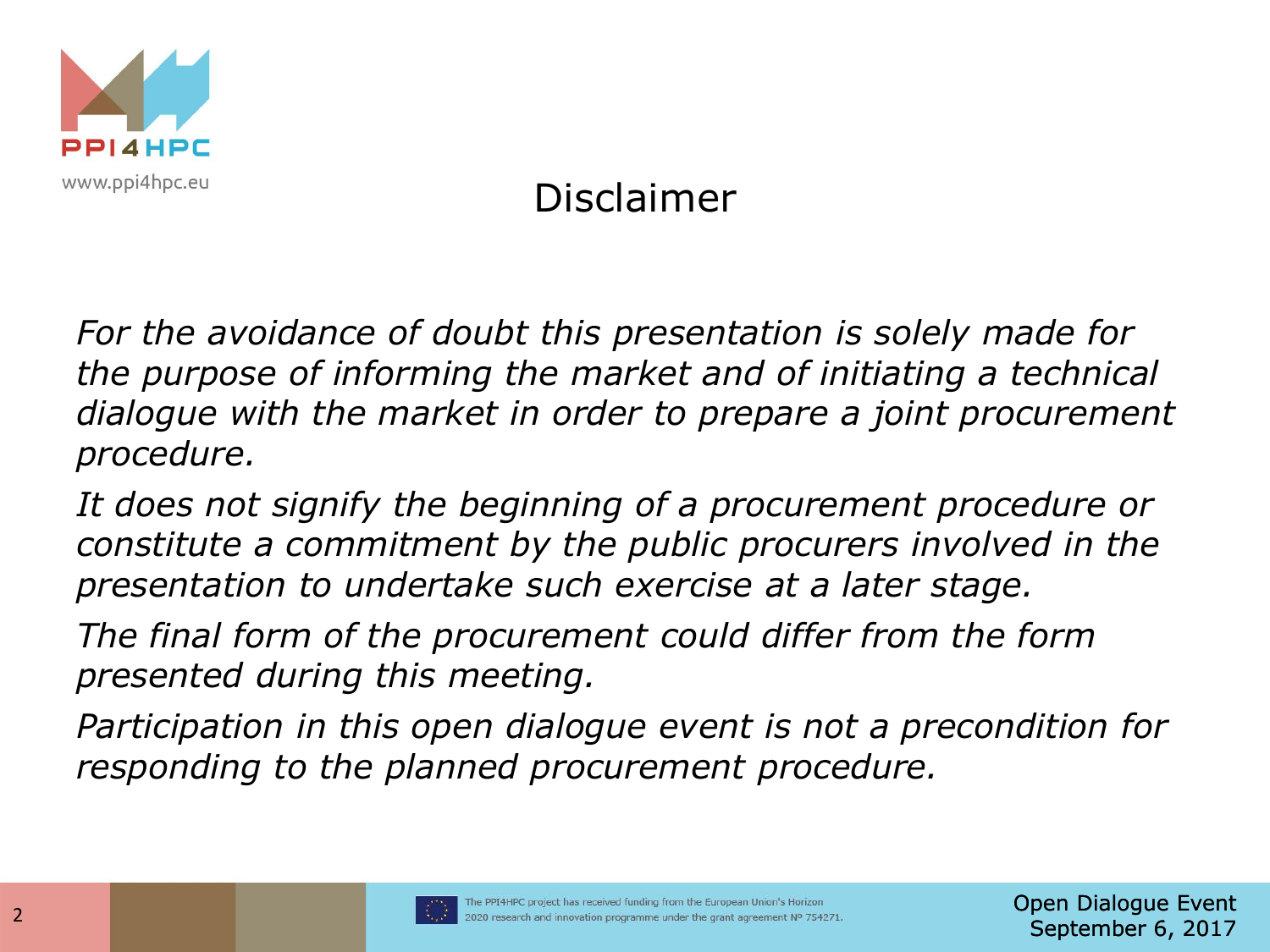# Disclaimer

*For the avoidance of doubt this presentation is solely made for the purpose of informing the market and of initiating a technical dialogue with the market in order to prepare a joint procurement procedure.*

*It does not signify the beginning of a procurement procedure or constitute a commitment by the public procurers involved in the presentation to undertake such exercise at a later stage.*

*The final form of the procurement could differ from the form presented during this meeting.*

*Participation in this open dialogue event is not a precondition for responding to the planned procurement procedure.*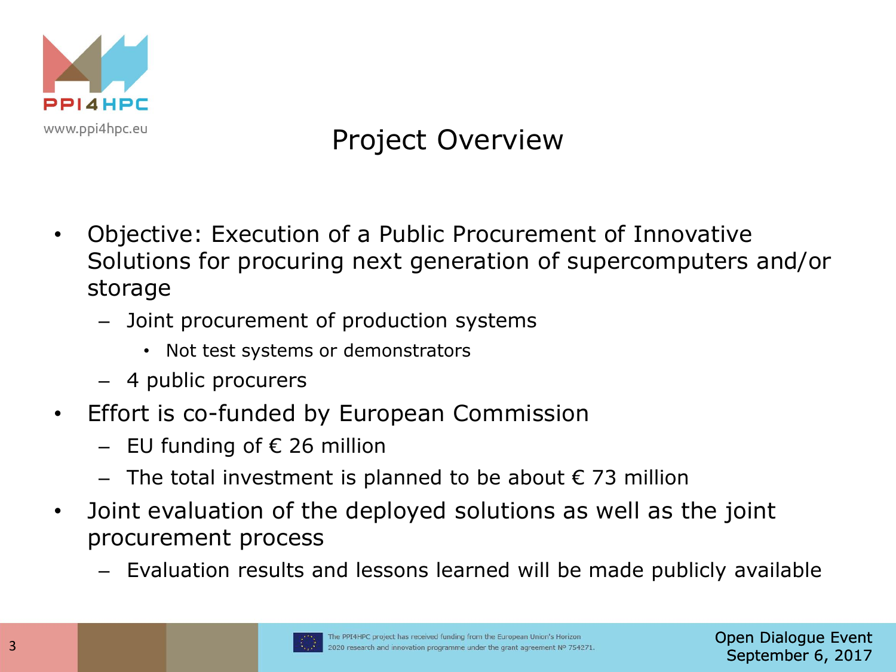# Project Overview

- Objective: Execution of a Public Procurement of Innovative Solutions for procuring next generation of supercomputers and/or storage
  - Joint procurement of production systems
    - Not test systems or demonstrators
  - 4 public procurers
- Effort is co-funded by European Commission
  - EU funding of € 26 million
  - The total investment is planned to be about € 73 million
- Joint evaluation of the deployed solutions as well as the joint procurement process
  - Evaluation results and lessons learned will be made publicly available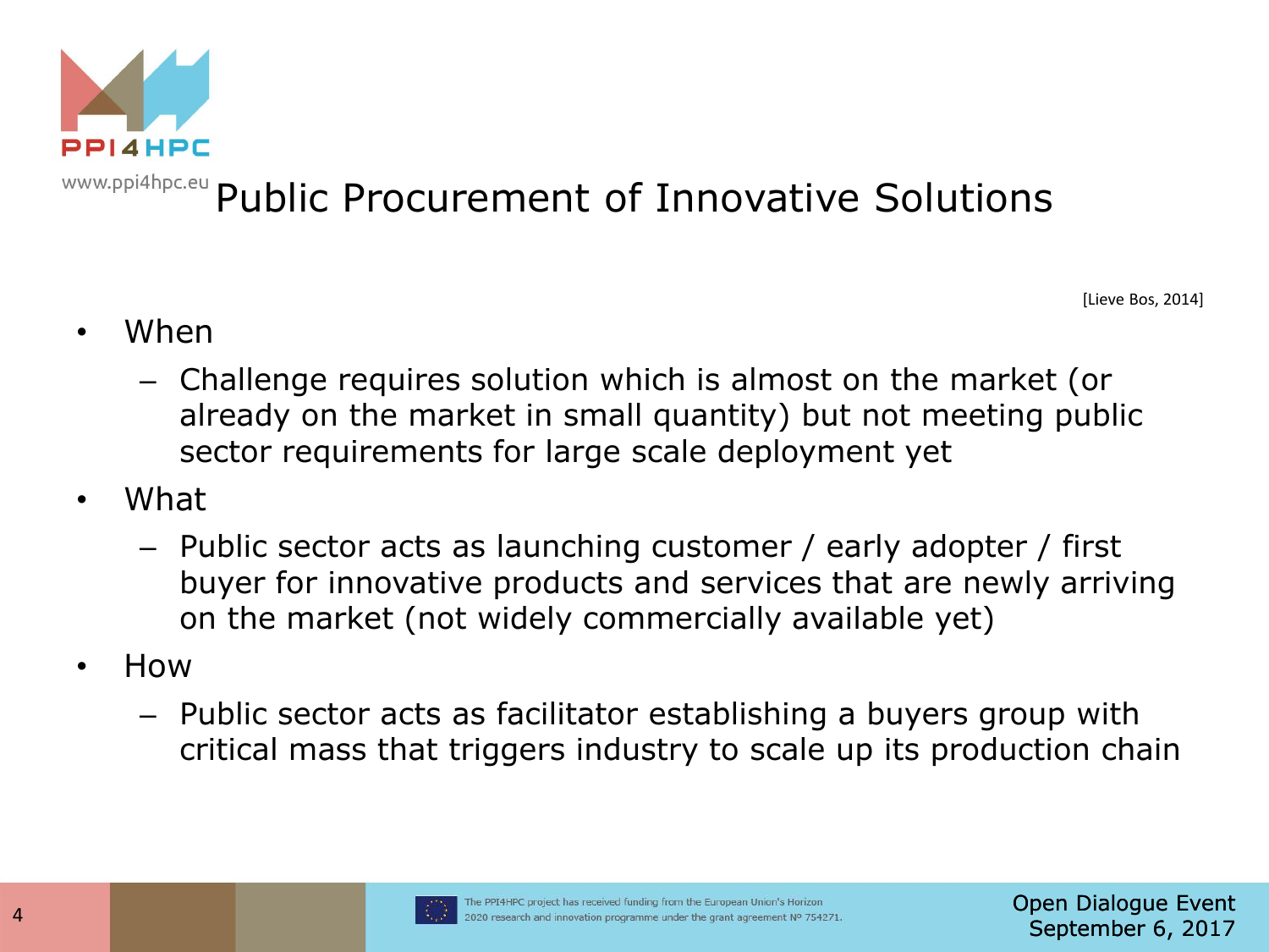# Public Procurement of Innovative Solutions

[Lieve Bos, 2014]

- When
  - Challenge requires solution which is almost on the market (or already on the market in small quantity) but not meeting public sector requirements for large scale deployment yet
- What
  - Public sector acts as launching customer / early adopter / first buyer for innovative products and services that are newly arriving on the market (not widely commercially available yet)
- How
  - Public sector acts as facilitator establishing a buyers group with critical mass that triggers industry to scale up its production chain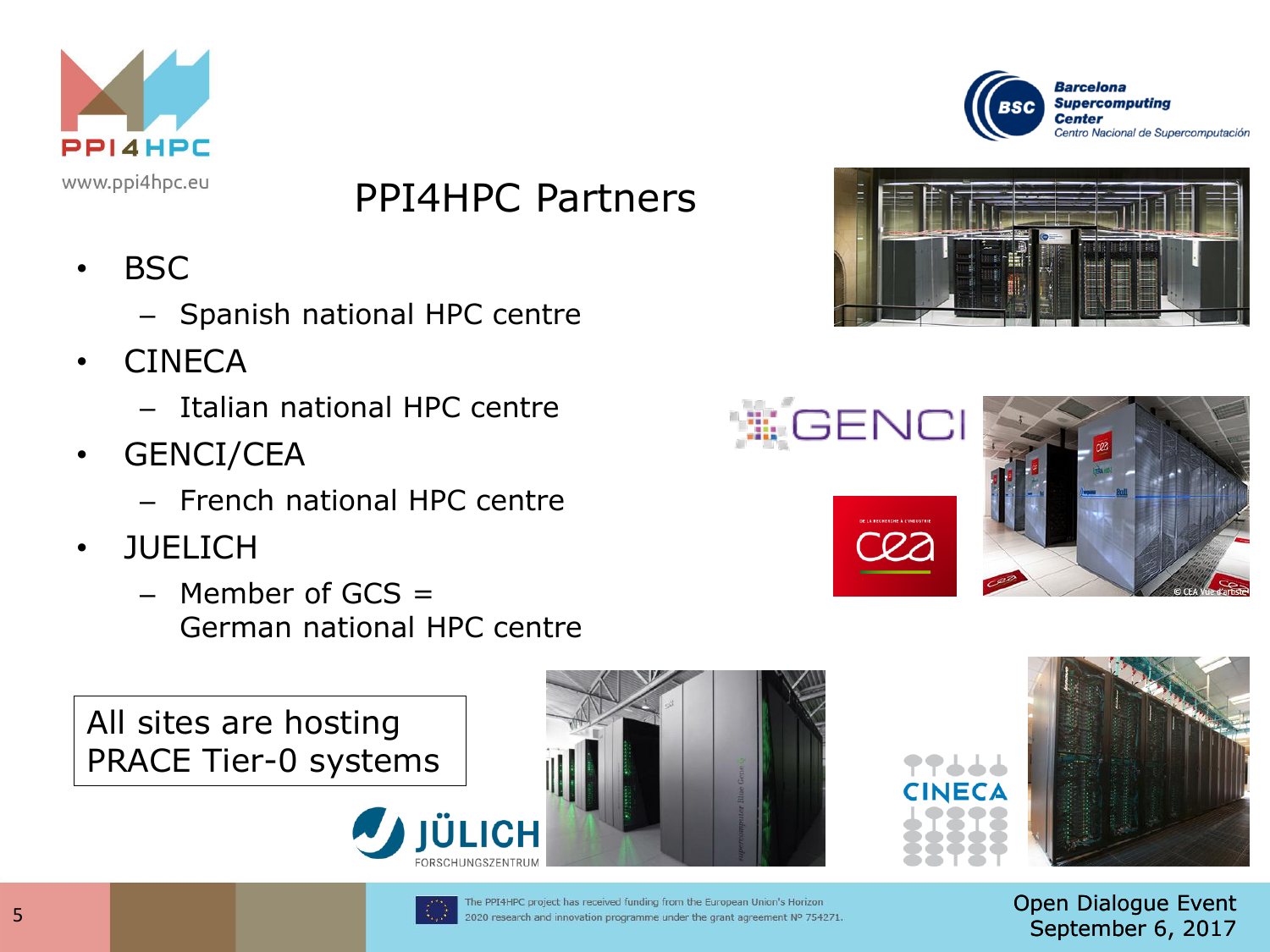# PPI4HPC Partners

- BSC
  - Spanish national HPC centre
- CINECA
  - Italian national HPC centre
- GENCI/CEA
  - French national HPC centre
- JUELICH
  - Member of GCS = German national HPC centre

All sites are hosting PRACE Tier-0 systems

The PPI4HPC project has received funding from the European Union's Horizon 2020 research and innovation programme under the grant agreement Nº 754271.

Open Dialogue Event
September 6, 2017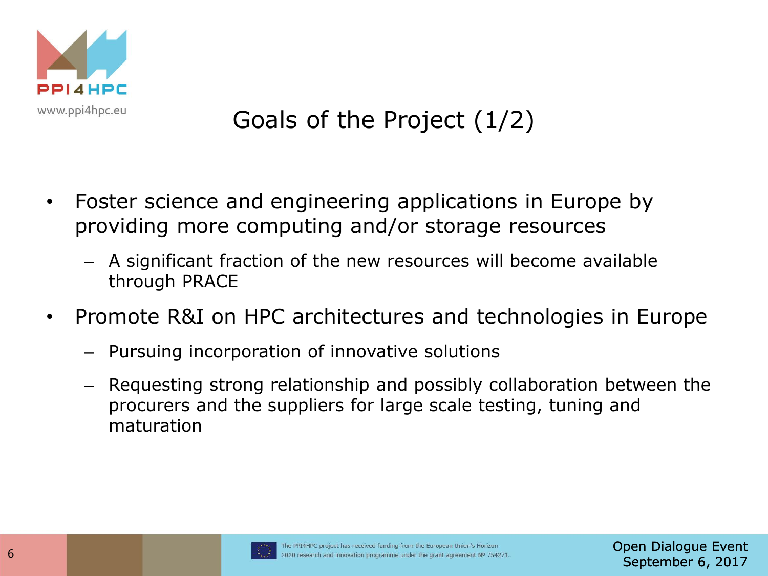# Goals of the Project (1/2)

- Foster science and engineering applications in Europe by providing more computing and/or storage resources
  - A significant fraction of the new resources will become available through PRACE
- Promote R&I on HPC architectures and technologies in Europe
  - Pursuing incorporation of innovative solutions
  - Requesting strong relationship and possibly collaboration between the procurers and the suppliers for large scale testing, tuning and maturation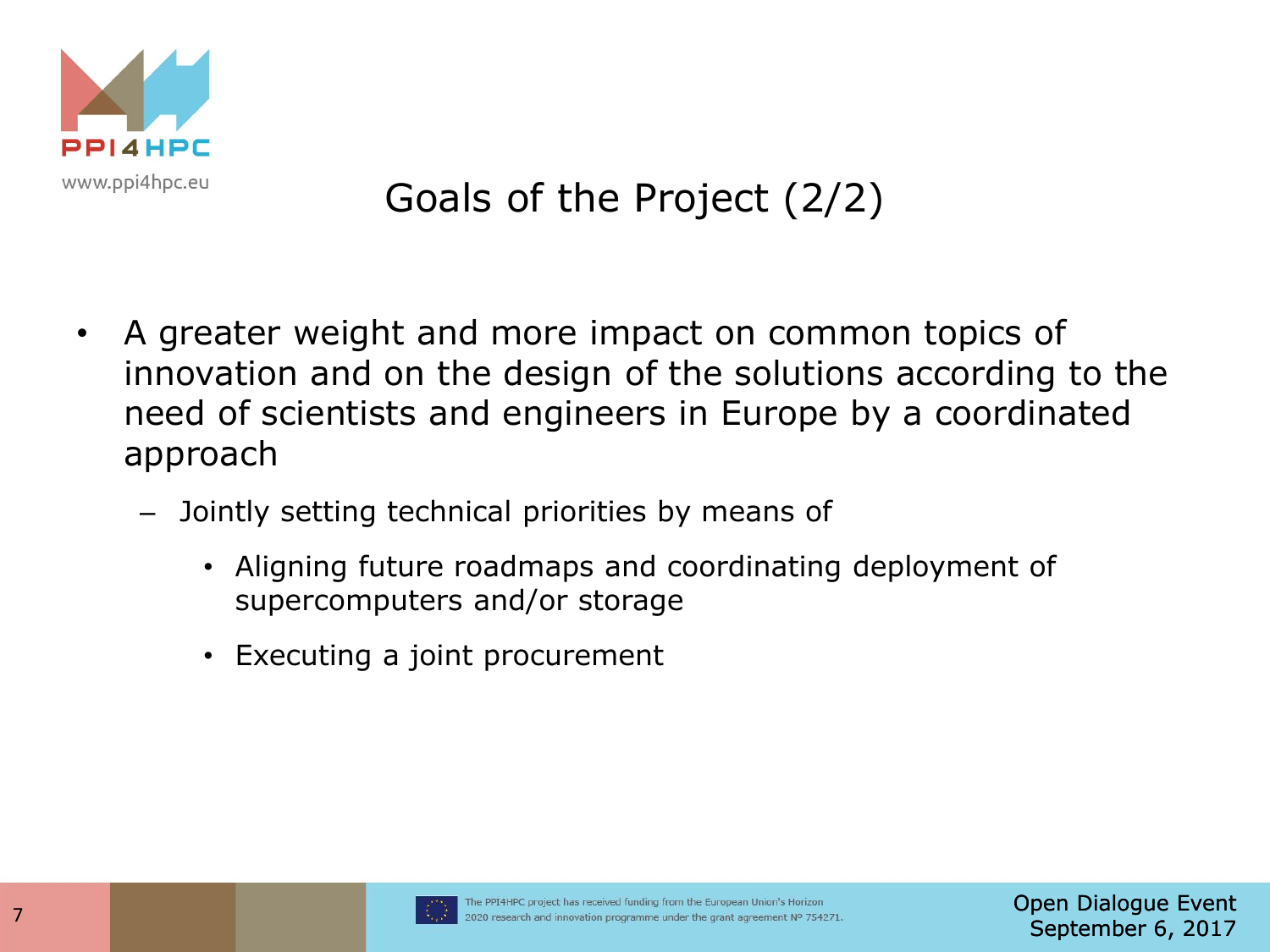## Goals of the Project (2/2)

- A greater weight and more impact on common topics of innovation and on the design of the solutions according to the need of scientists and engineers in Europe by a coordinated approach
  - Jointly setting technical priorities by means of
    - Aligning future roadmaps and coordinating deployment of supercomputers and/or storage
    - Executing a joint procurement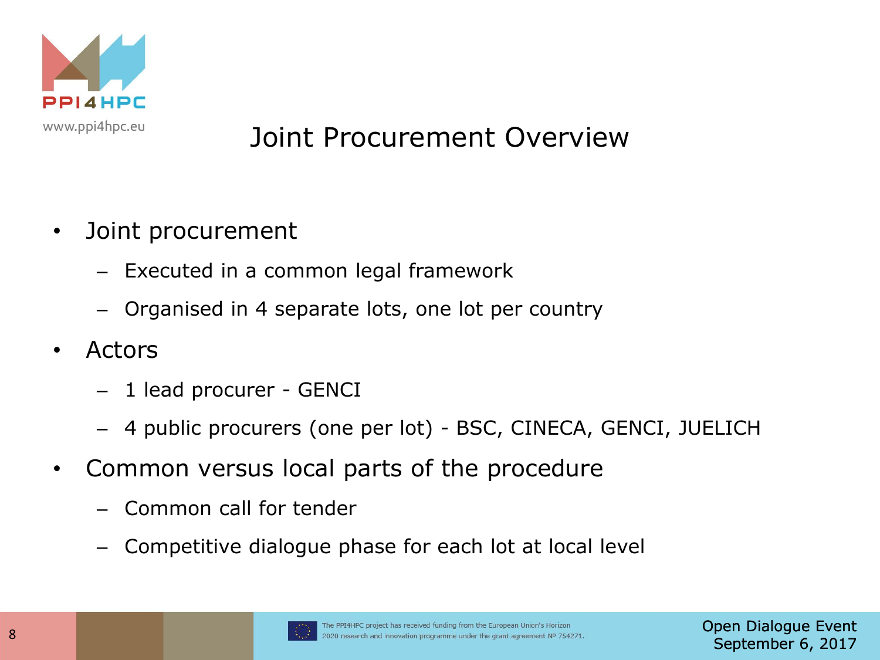# Joint Procurement Overview

- Joint procurement
  - Executed in a common legal framework
  - Organised in 4 separate lots, one lot per country
- Actors
  - 1 lead procurer - GENCI
  - 4 public procurers (one per lot) - BSC, CINECA, GENCI, JUELICH
- Common versus local parts of the procedure
  - Common call for tender
  - Competitive dialogue phase for each lot at local level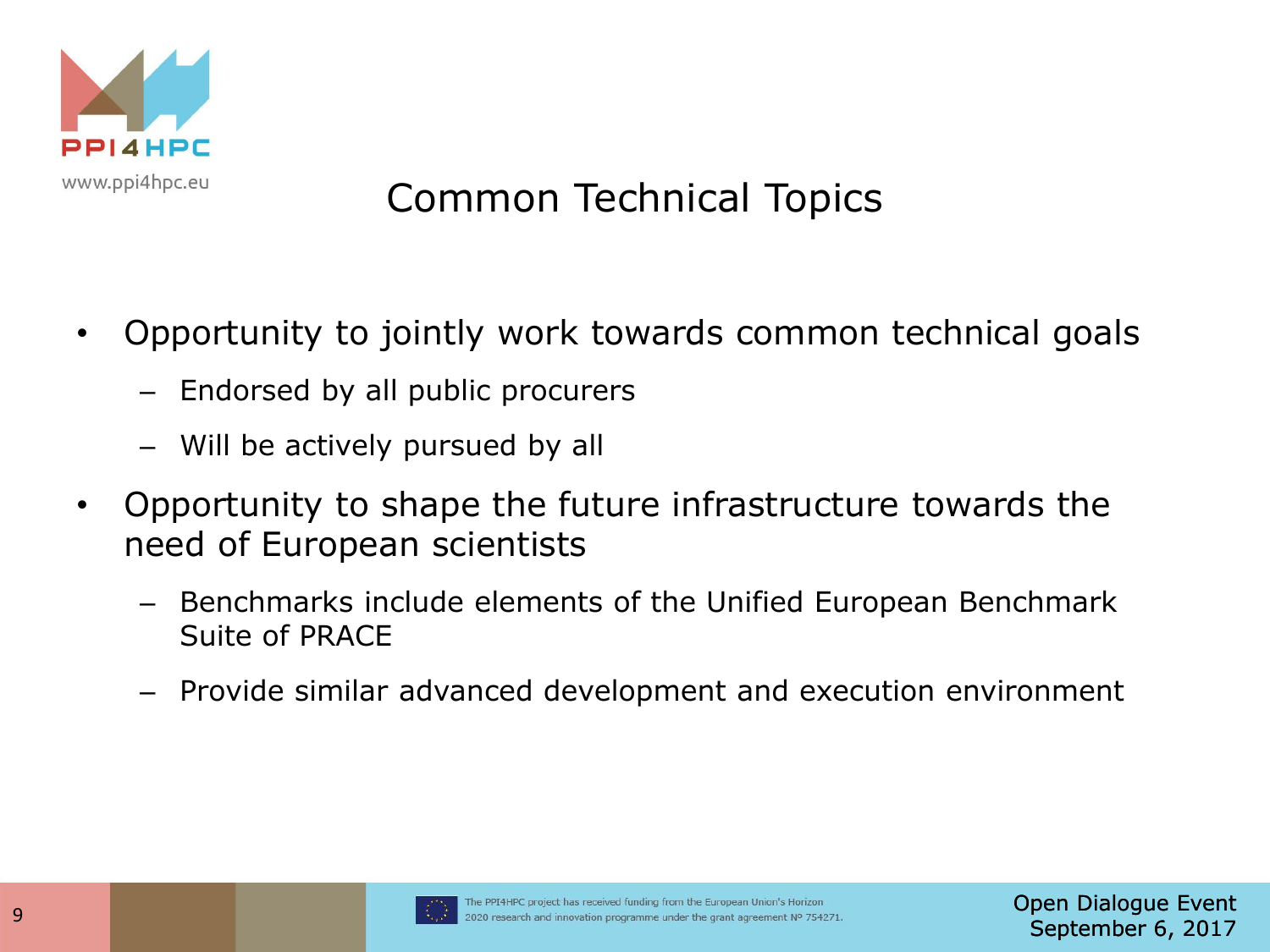# Common Technical Topics

- Opportunity to jointly work towards common technical goals
  - Endorsed by all public procurers
  - Will be actively pursued by all
- Opportunity to shape the future infrastructure towards the need of European scientists
  - Benchmarks include elements of the Unified European Benchmark Suite of PRACE
  - Provide similar advanced development and execution environment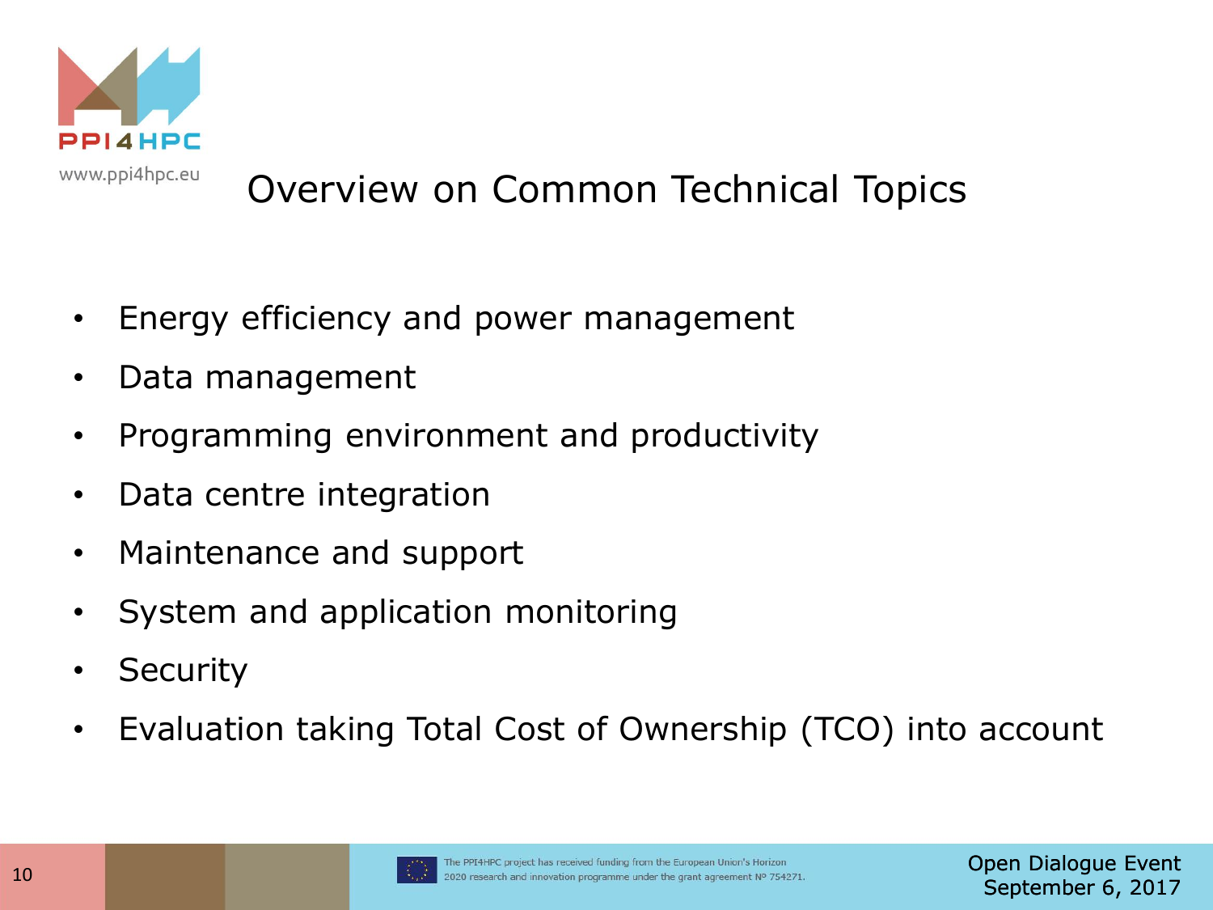# Overview on Common Technical Topics

- Energy efficiency and power management
- Data management
- Programming environment and productivity
- Data centre integration
- Maintenance and support
- System and application monitoring
- Security
- Evaluation taking Total Cost of Ownership (TCO) into account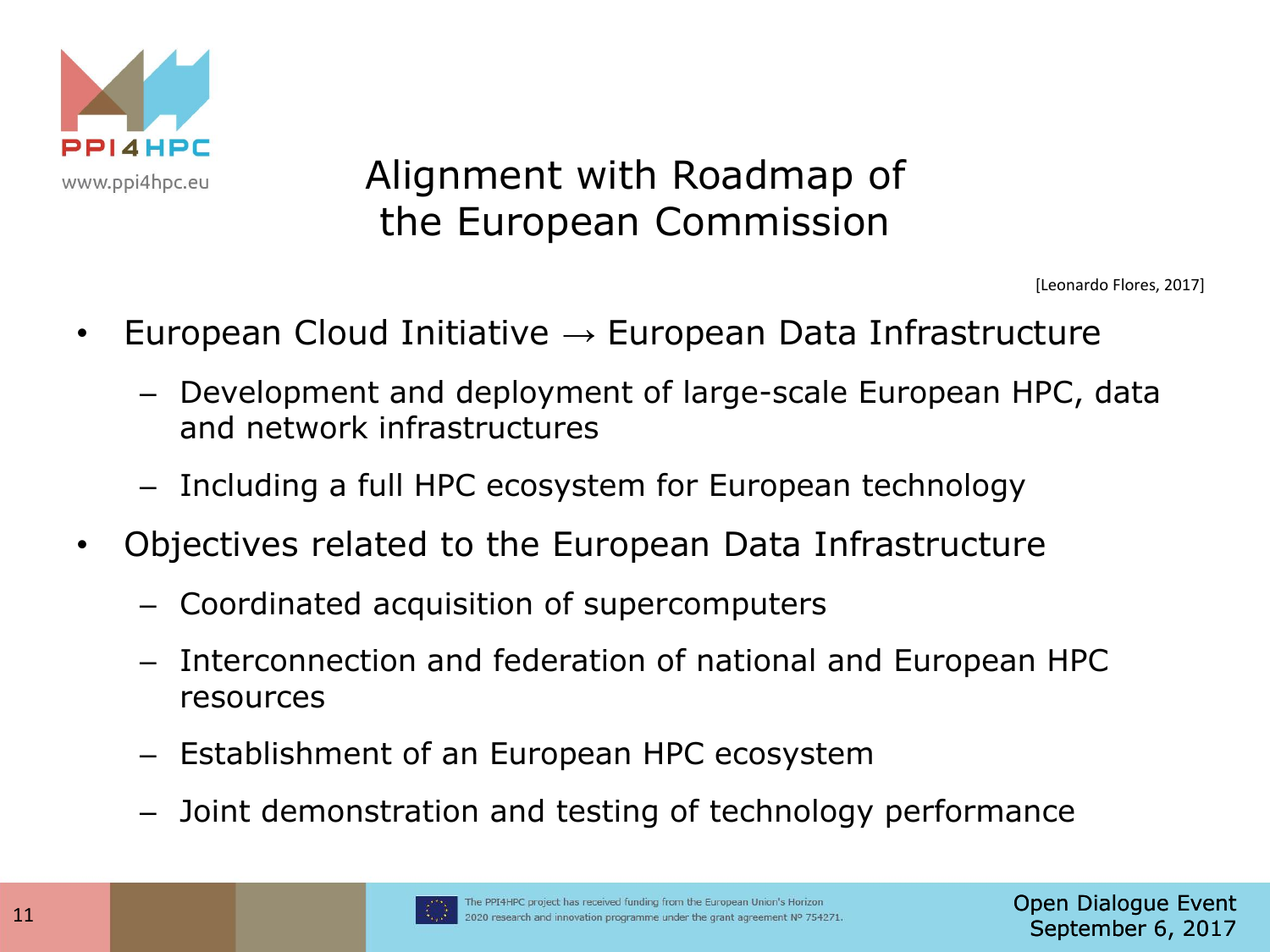# Alignment with Roadmap of the European Commission

[Leonardo Flores, 2017]

- European Cloud Initiative → European Data Infrastructure
  - Development and deployment of large-scale European HPC, data and network infrastructures
  - Including a full HPC ecosystem for European technology
- Objectives related to the European Data Infrastructure
  - Coordinated acquisition of supercomputers
  - Interconnection and federation of national and European HPC resources
  - Establishment of an European HPC ecosystem
  - Joint demonstration and testing of technology performance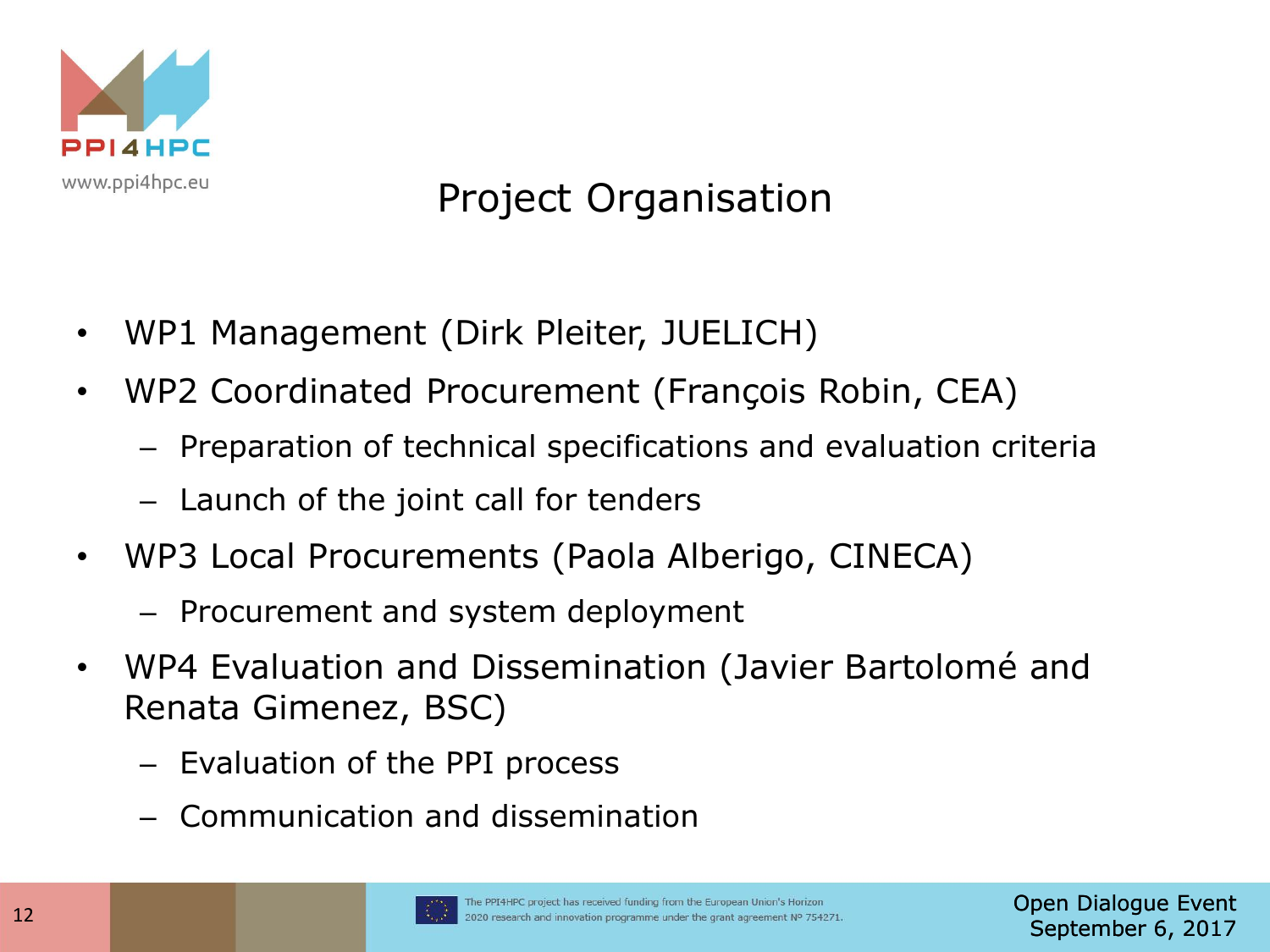# Project Organisation

- WP1 Management (Dirk Pleiter, JUELICH)
- WP2 Coordinated Procurement (François Robin, CEA)
  - Preparation of technical specifications and evaluation criteria
  - Launch of the joint call for tenders
- WP3 Local Procurements (Paola Alberigo, CINECA)
  - Procurement and system deployment
- WP4 Evaluation and Dissemination (Javier Bartolomé and Renata Gimenez, BSC)
  - Evaluation of the PPI process
  - Communication and dissemination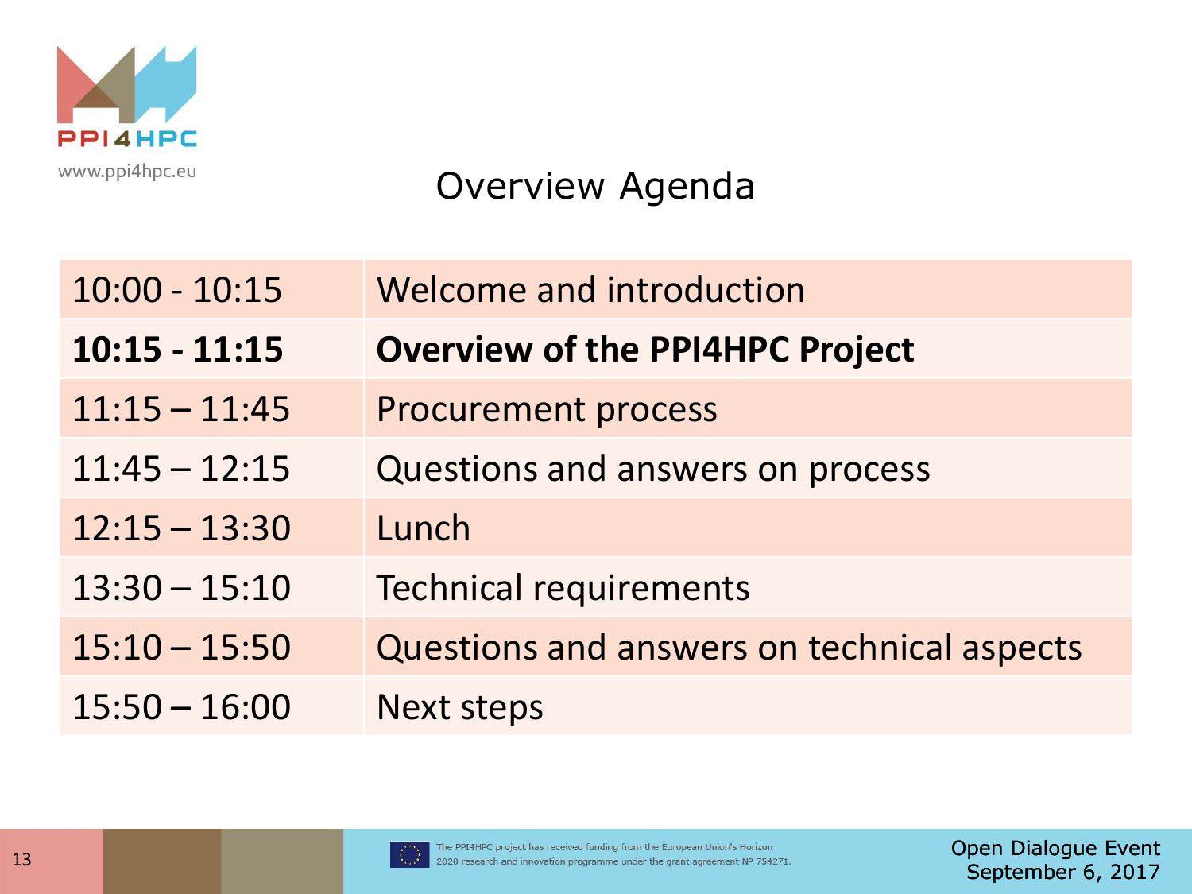# Overview Agenda

| | |
|---|---|
| 10:00 - 10:15 | Welcome and introduction |
| **10:15 - 11:15** | **Overview of the PPI4HPC Project** |
| 11:15 – 11:45 | Procurement process |
| 11:45 – 12:15 | Questions and answers on process |
| 12:15 – 13:30 | Lunch |
| 13:30 – 15:10 | Technical requirements |
| 15:10 – 15:50 | Questions and answers on technical aspects |
| 15:50 – 16:00 | Next steps |

The PPI4HPC project has received funding from the European Union's Horizon 2020 research and innovation programme under the grant agreement Nº 754271.

Open Dialogue Event
September 6, 2017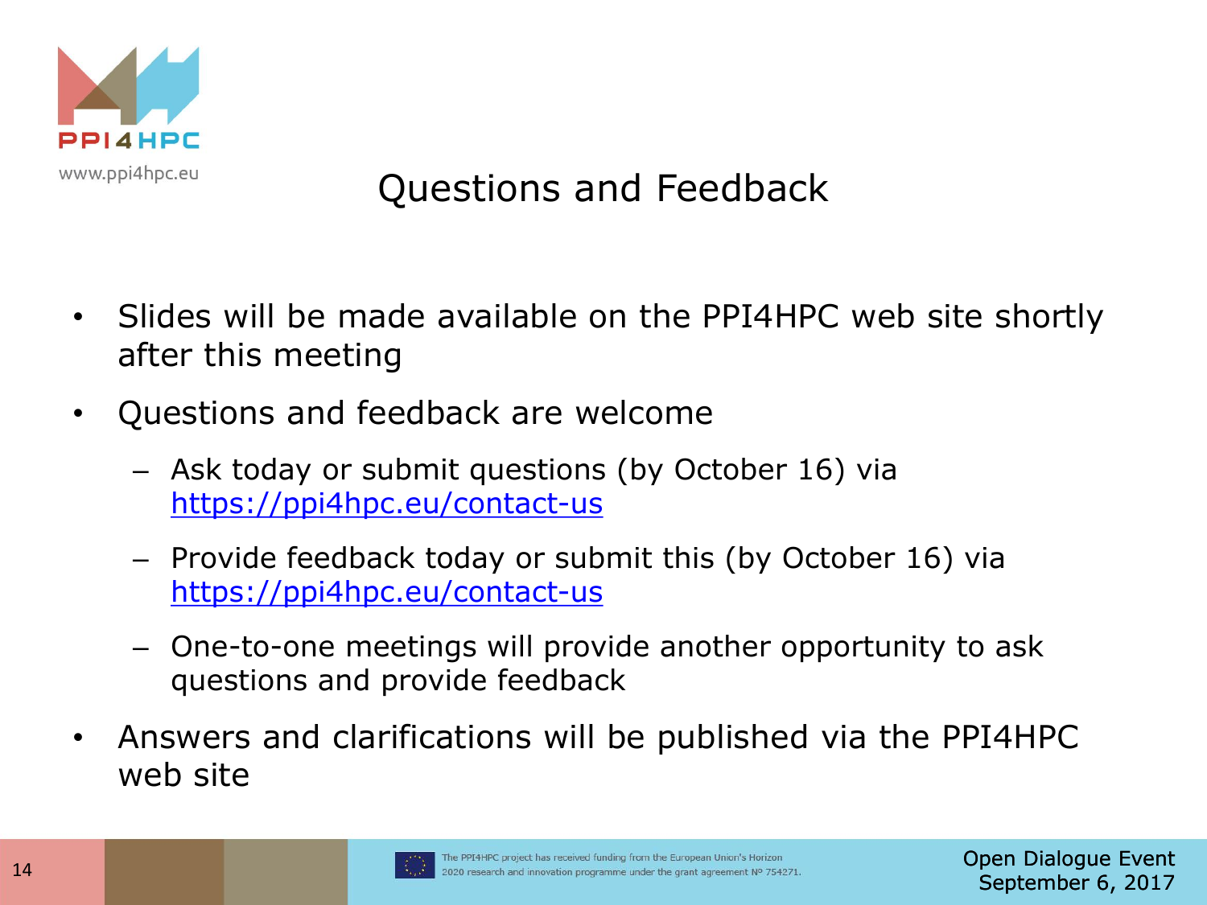# Questions and Feedback

- Slides will be made available on the PPI4HPC web site shortly after this meeting
- Questions and feedback are welcome
  - Ask today or submit questions (by October 16) via https://ppi4hpc.eu/contact-us
  - Provide feedback today or submit this (by October 16) via https://ppi4hpc.eu/contact-us
  - One-to-one meetings will provide another opportunity to ask questions and provide feedback
- Answers and clarifications will be published via the PPI4HPC web site

The PPI4HPC project has received funding from the European Union's Horizon 2020 research and innovation programme under the grant agreement Nº 754271.